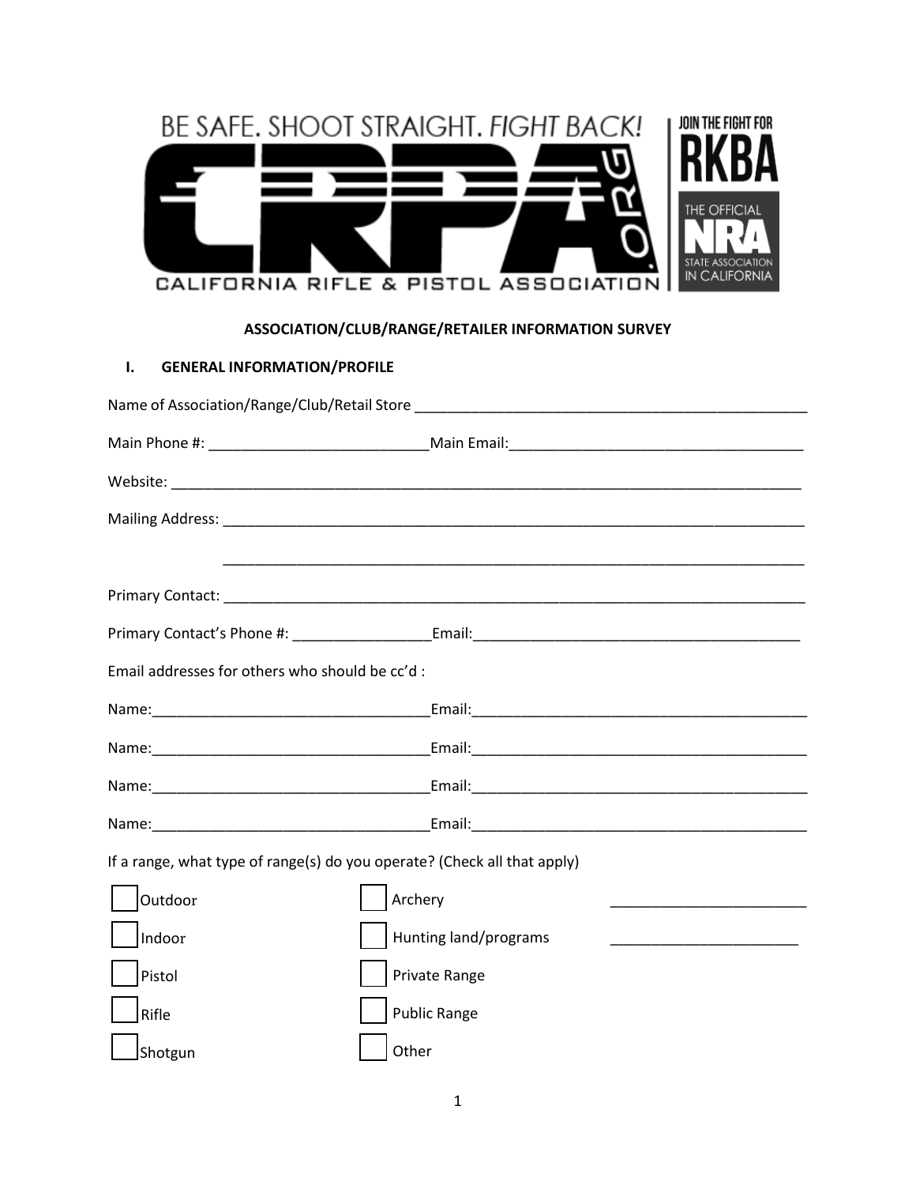BE SAFE. SHOOT STRAIGHT. *FIGHT BACK!*

CRPA.ORG

CALIFORNIA RIFLE & PISTOL ASSOCIATION

JOIN THE FIGHT FOR RKBA

THE OFFICIAL NRA STATE ASSOCIATION IN CALIFORNIA

**ASSOCIATION/CLUB/RANGE/RETAILER INFORMATION SURVEY**

## I. GENERAL INFORMATION/PROFILE

Name of Association/Range/Club/Retail Store ________________________________________________

Main Phone #: __________________________Main Email:___________________________________

Website: ____________________________________________________________________________

Mailing Address: ______________________________________________________________________

______________________________________________________________________

Primary Contact: ______________________________________________________________________

Primary Contact's Phone #: ________________Email:_______________________________________

Email addresses for others who should be cc'd :

Name:________________________________Email:_________________________________________

Name:________________________________Email:_________________________________________

Name:________________________________Email:_________________________________________

Name:________________________________Email:_________________________________________

If a range, what type of range(s) do you operate? (Check all that apply)

- ☐ Outdoor
- ☐ Indoor
- ☐ Pistol
- ☐ Rifle
- ☐ Shotgun
- ☐ Archery ________________________
- ☐ Hunting land/programs ______________________
- ☐ Private Range
- ☐ Public Range
- ☐ Other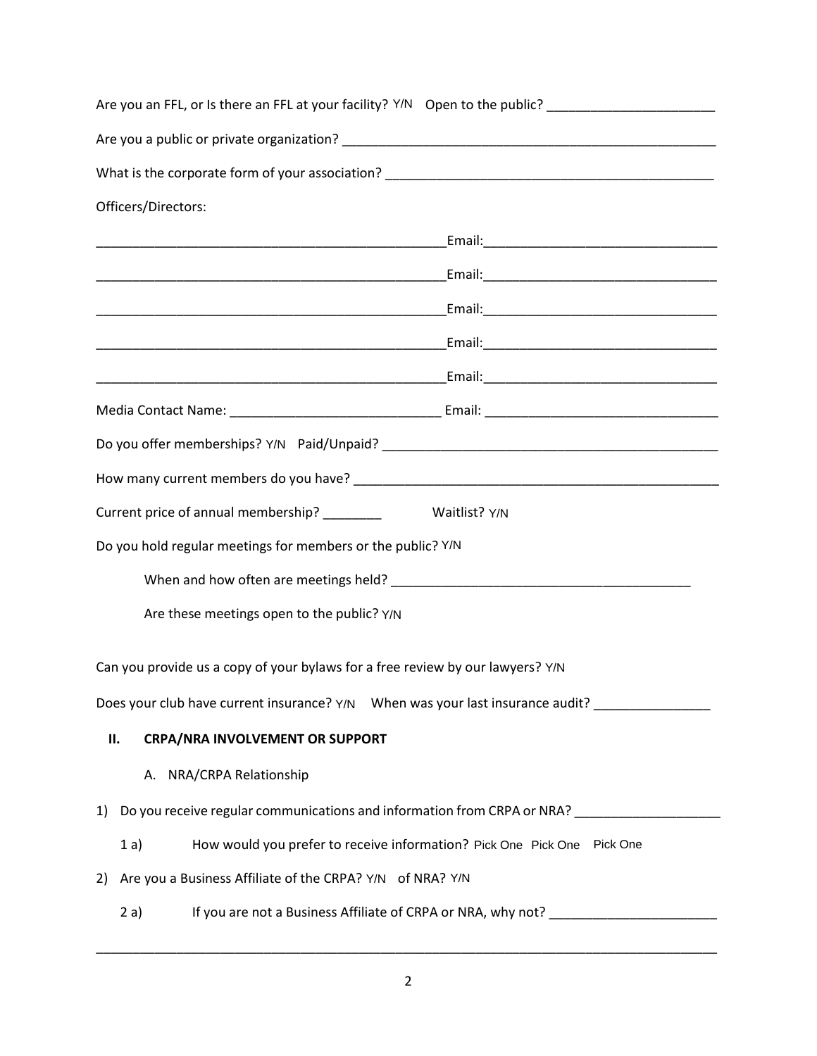Are you an FFL, or Is there an FFL at your facility? Y/N Open to the public? _______________________

Are you a public or private organization? ____________________________________________________

What is the corporate form of your association? ______________________________________________

Officers/Directors:

_________________________________________________Email:_______________________________

_________________________________________________Email:_______________________________

_________________________________________________Email:_______________________________

_________________________________________________Email:_______________________________

_________________________________________________Email:_______________________________

Media Contact Name: _____________________________ Email: _______________________________

Do you offer memberships? Y/N Paid/Unpaid? _______________________________________________

How many current members do you have? ___________________________________________________

Current price of annual membership? ________ Waitlist? Y/N

Do you hold regular meetings for members or the public? Y/N

When and how often are meetings held? _________________________________________

Are these meetings open to the public? Y/N

Can you provide us a copy of your bylaws for a free review by our lawyers? Y/N

Does your club have current insurance? Y/N When was your last insurance audit? ________________

## II. CRPA/NRA INVOLVEMENT OR SUPPORT

### A. NRA/CRPA Relationship

1) Do you receive regular communications and information from CRPA or NRA? ____________________

1 a) How would you prefer to receive information? Pick One Pick One Pick One

2) Are you a Business Affiliate of the CRPA? Y/N of NRA? Y/N

2 a) If you are not a Business Affiliate of CRPA or NRA, why not? _______________________

_____________________________________________________________________________________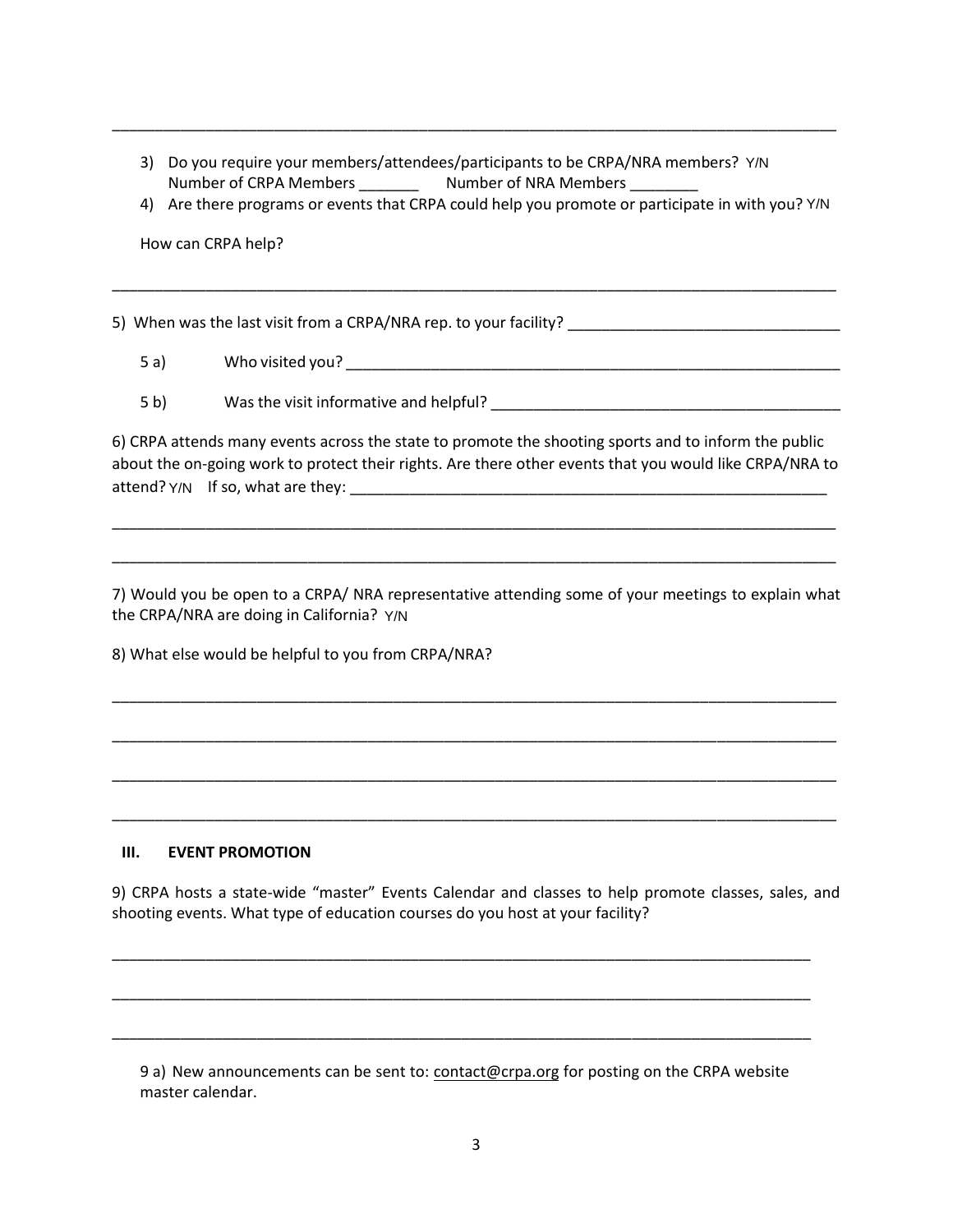______________________________________________________________________________________

3) Do you require your members/attendees/participants to be CRPA/NRA members? Y/N
   Number of CRPA Members _______ Number of NRA Members ________
4) Are there programs or events that CRPA could help you promote or participate in with you? Y/N

   How can CRPA help?

______________________________________________________________________________________

5) When was the last visit from a CRPA/NRA rep. to your facility? ______________________________

   5 a) Who visited you? ___________________________________________________________

   5 b) Was the visit informative and helpful? ________________________________________

6) CRPA attends many events across the state to promote the shooting sports and to inform the public about the on-going work to protect their rights. Are there other events that you would like CRPA/NRA to attend? Y/N If so, what are they: _______________________________________________________

______________________________________________________________________________________

______________________________________________________________________________________

7) Would you be open to a CRPA/ NRA representative attending some of your meetings to explain what the CRPA/NRA are doing in California? Y/N

8) What else would be helpful to you from CRPA/NRA?

______________________________________________________________________________________

______________________________________________________________________________________

______________________________________________________________________________________

______________________________________________________________________________________

### III. EVENT PROMOTION

9) CRPA hosts a state-wide "master" Events Calendar and classes to help promote classes, sales, and shooting events. What type of education courses do you host at your facility?

______________________________________________________________________________________

______________________________________________________________________________________

______________________________________________________________________________________

   9 a) New announcements can be sent to: contact@crpa.org for posting on the CRPA website master calendar.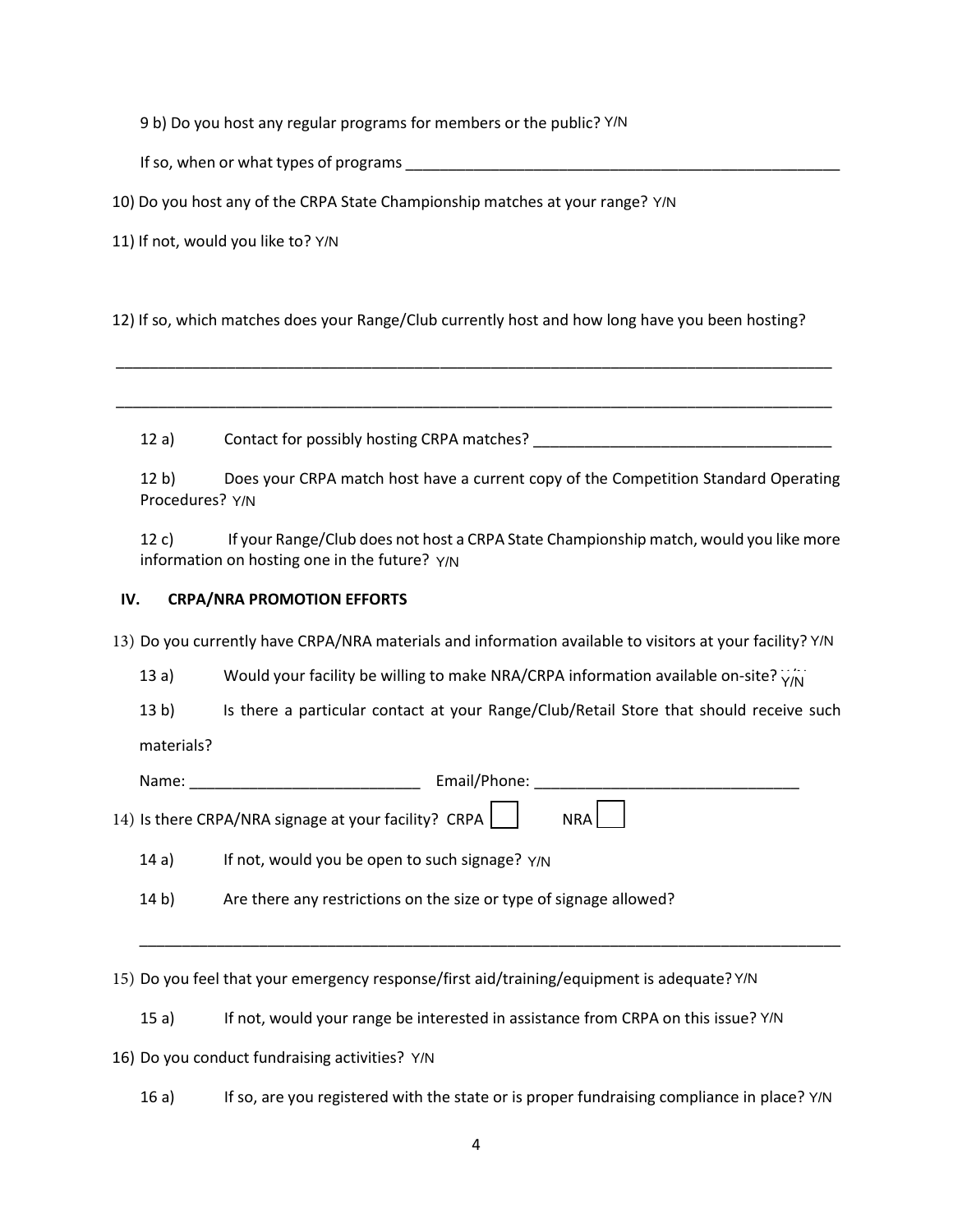9 b) Do you host any regular programs for members or the public? Y/N

If so, when or what types of programs ____________________________________________________

10) Do you host any of the CRPA State Championship matches at your range? Y/N

11) If not, would you like to? Y/N

12) If so, which matches does your Range/Club currently host and how long have you been hosting?

_____________________________________________________________________________________

_____________________________________________________________________________________

12 a) Contact for possibly hosting CRPA matches? ___________________________________

12 b) Does your CRPA match host have a current copy of the Competition Standard Operating Procedures? Y/N

12 c) If your Range/Club does not host a CRPA State Championship match, would you like more information on hosting one in the future? Y/N

## IV. CRPA/NRA PROMOTION EFFORTS

13) Do you currently have CRPA/NRA materials and information available to visitors at your facility? Y/N

13 a) Would your facility be willing to make NRA/CRPA information available on-site? Y/N

13 b) Is there a particular contact at your Range/Club/Retail Store that should receive such materials?

Name: ___________________________ Email/Phone: _______________________________

14) Is there CRPA/NRA signage at your facility? CRPA ☐ NRA ☐

14 a) If not, would you be open to such signage? Y/N

14 b) Are there any restrictions on the size or type of signage allowed?

_____________________________________________________________________________________

15) Do you feel that your emergency response/first aid/training/equipment is adequate? Y/N

15 a) If not, would your range be interested in assistance from CRPA on this issue? Y/N

16) Do you conduct fundraising activities? Y/N

16 a) If so, are you registered with the state or is proper fundraising compliance in place? Y/N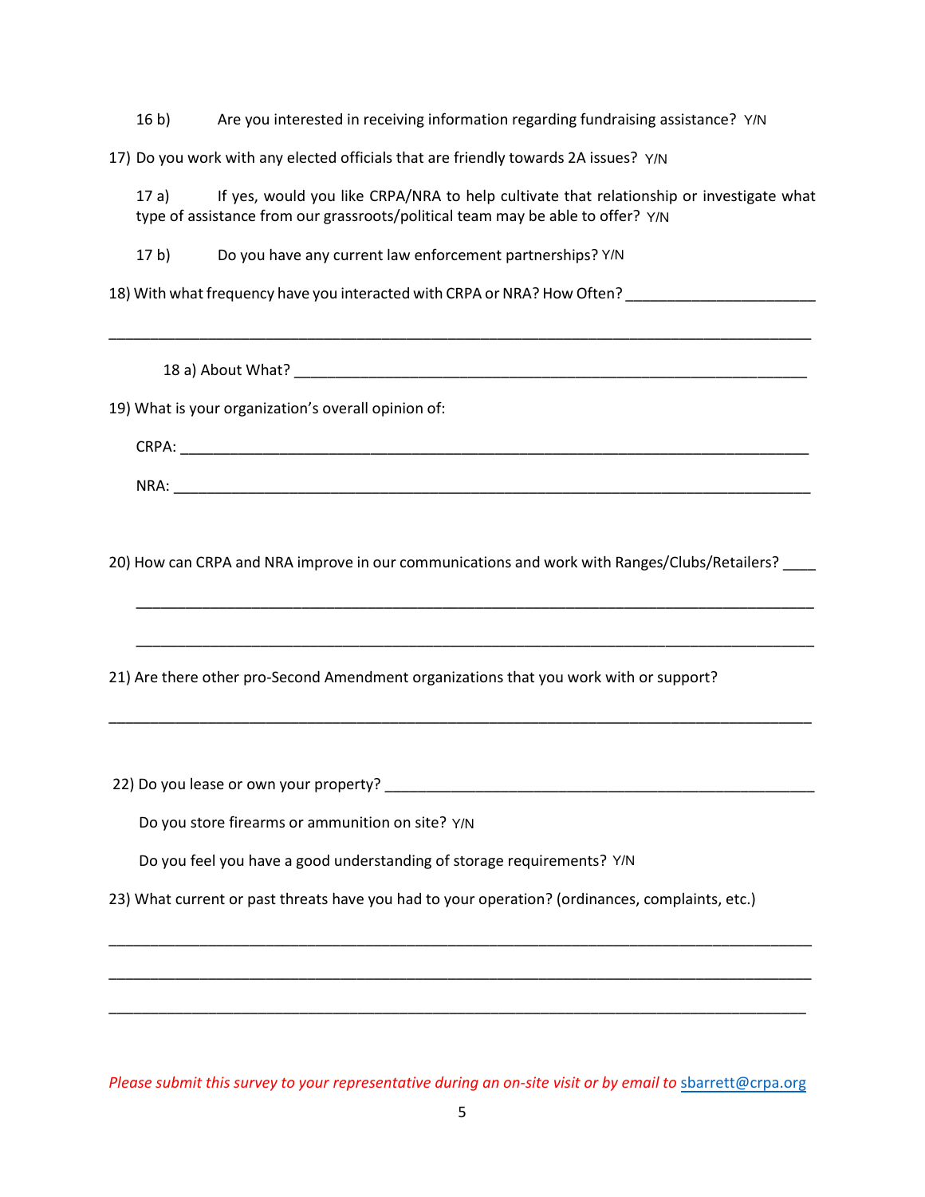16 b) Are you interested in receiving information regarding fundraising assistance? Y/N

17) Do you work with any elected officials that are friendly towards 2A issues? Y/N

17 a) If yes, would you like CRPA/NRA to help cultivate that relationship or investigate what type of assistance from our grassroots/political team may be able to offer? Y/N

17 b) Do you have any current law enforcement partnerships? Y/N

18) With what frequency have you interacted with CRPA or NRA? How Often? _______________________

___________________________________________________________________________________

18 a) About What? _______________________________________________________________

19) What is your organization's overall opinion of:

CRPA: ____________________________________________________________________________

NRA: _____________________________________________________________________________

20) How can CRPA and NRA improve in our communications and work with Ranges/Clubs/Retailers? ____

___________________________________________________________________________________

___________________________________________________________________________________

21) Are there other pro-Second Amendment organizations that you work with or support?

___________________________________________________________________________________

22) Do you lease or own your property? ______________________________________________________

Do you store firearms or ammunition on site? Y/N

Do you feel you have a good understanding of storage requirements? Y/N

23) What current or past threats have you had to your operation? (ordinances, complaints, etc.)

___________________________________________________________________________________

___________________________________________________________________________________

___________________________________________________________________________________

*Please submit this survey to your representative during an on-site visit or by email to* sbarrett@crpa.org